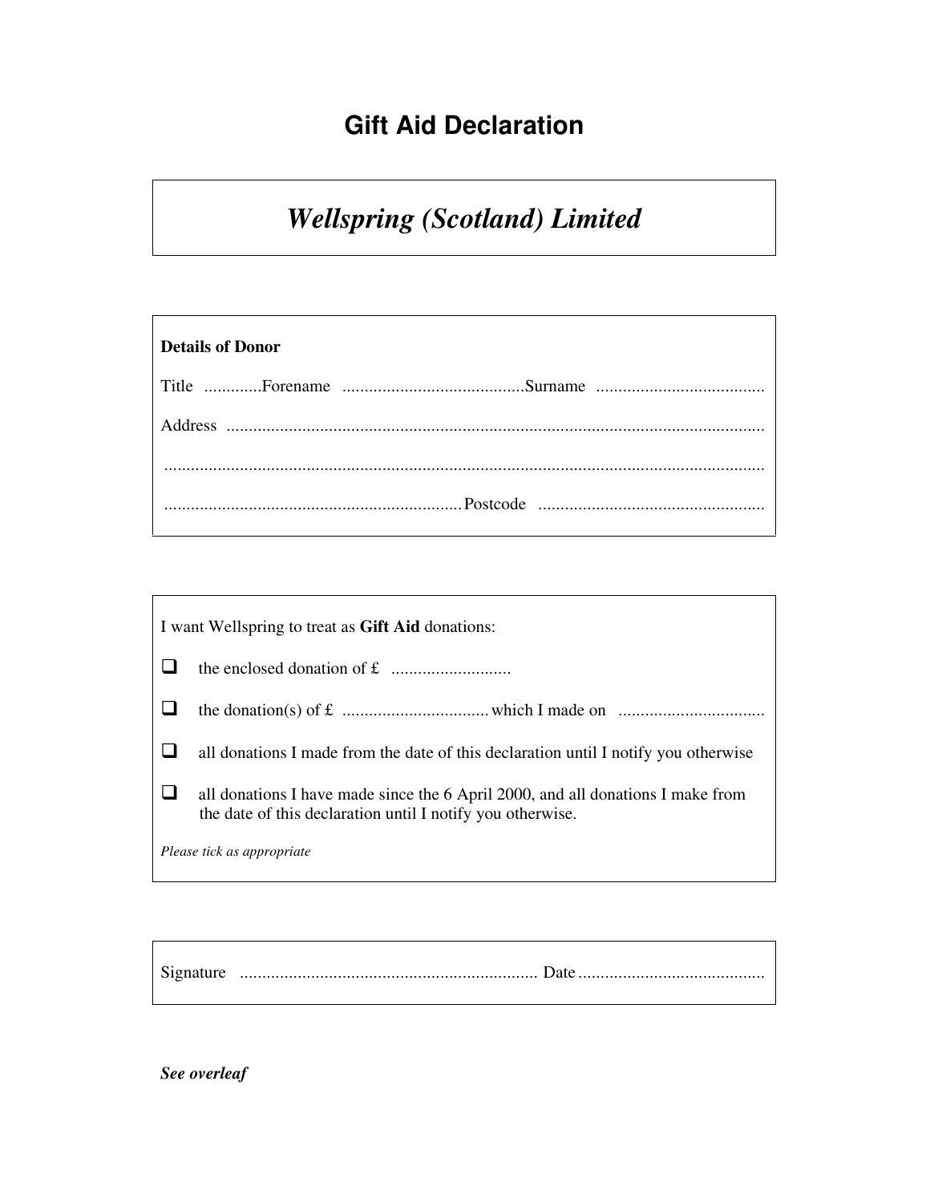# Gift Aid Declaration

## *Wellspring (Scotland) Limited*

**Details of Donor**

Title .............Forename .........................................Surname ......................................

Address ........................................................................................................................

......................................................................................................................................

...................................................................Postcode ...................................................

I want Wellspring to treat as **Gift Aid** donations:

- ☐ the enclosed donation of £ ...........................
- ☐ the donation(s) of £ ................................. which I made on .................................
- ☐ all donations I made from the date of this declaration until I notify you otherwise
- ☐ all donations I have made since the 6 April 2000, and all donations I make from the date of this declaration until I notify you otherwise.

*Please tick as appropriate*

Signature ................................................................... Date ..........................................

***See overleaf***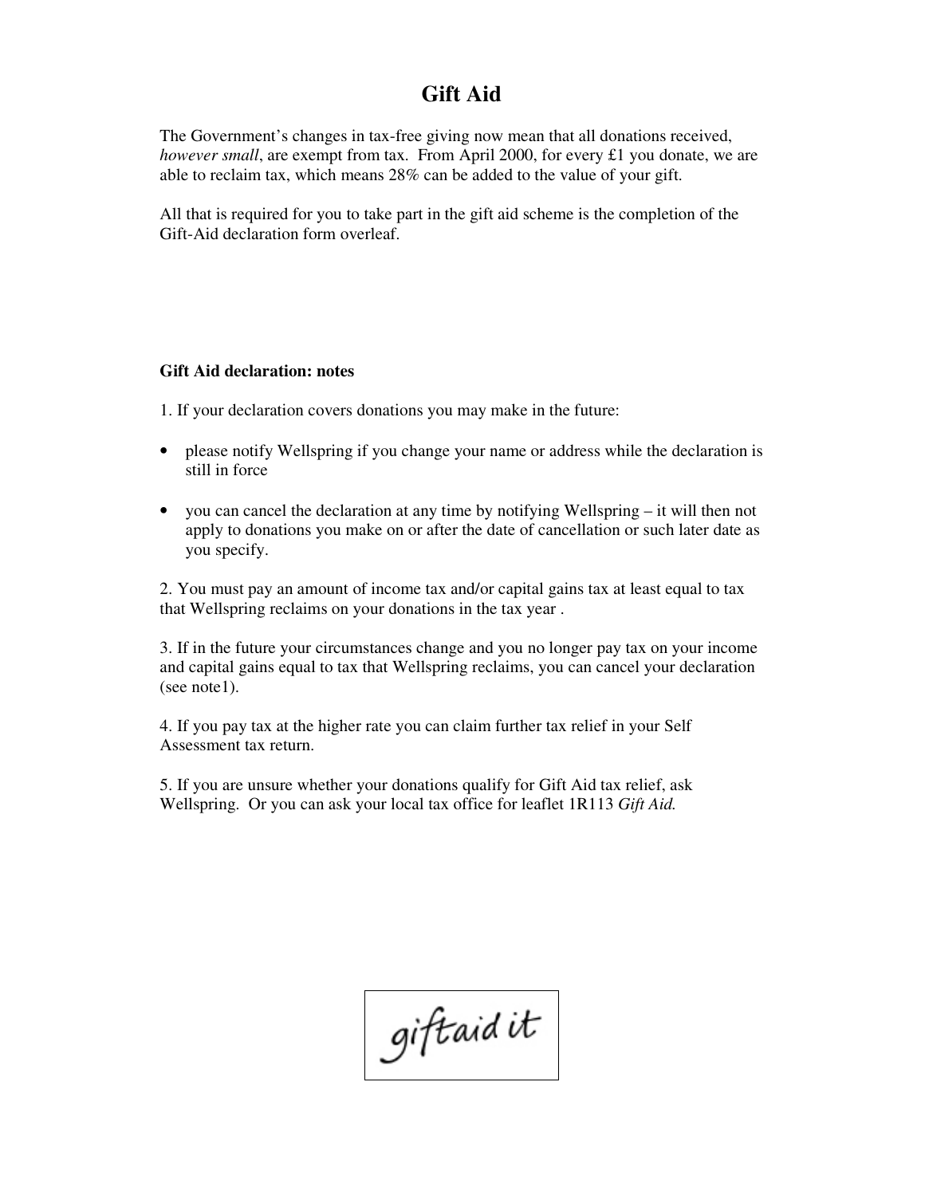# Gift Aid

The Government's changes in tax-free giving now mean that all donations received, *however small*, are exempt from tax. From April 2000, for every £1 you donate, we are able to reclaim tax, which means 28% can be added to the value of your gift.

All that is required for you to take part in the gift aid scheme is the completion of the Gift-Aid declaration form overleaf.

**Gift Aid declaration: notes**

1. If your declaration covers donations you may make in the future:

- please notify Wellspring if you change your name or address while the declaration is still in force
- you can cancel the declaration at any time by notifying Wellspring – it will then not apply to donations you make on or after the date of cancellation or such later date as you specify.

2. You must pay an amount of income tax and/or capital gains tax at least equal to tax that Wellspring reclaims on your donations in the tax year .

3. If in the future your circumstances change and you no longer pay tax on your income and capital gains equal to tax that Wellspring reclaims, you can cancel your declaration (see note1).

4. If you pay tax at the higher rate you can claim further tax relief in your Self Assessment tax return.

5. If you are unsure whether your donations qualify for Gift Aid tax relief, ask Wellspring. Or you can ask your local tax office for leaflet 1R113 *Gift Aid.*

giftaid it